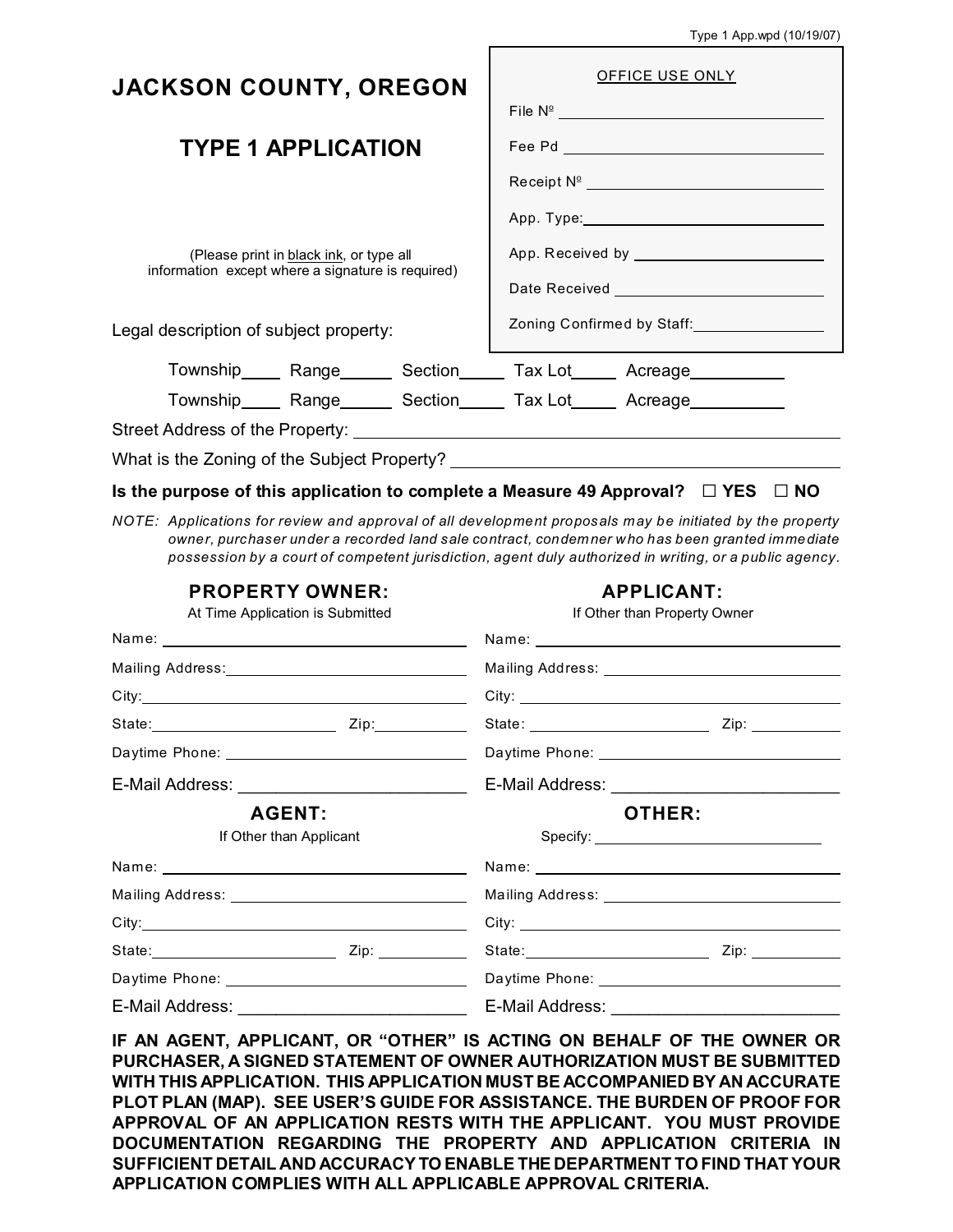Type 1 App.wpd (10/19/07)

# JACKSON COUNTY, OREGON

## TYPE 1 APPLICATION

(Please print in black ink, or type all information except where a signature is required)

| OFFICE USE ONLY |
|---|
| File Nº ______ |
| Fee Pd ______ |
| Receipt Nº ______ |
| App. Type: ______ |
| App. Received by ______ |
| Date Received ______ |
| Zoning Confirmed by Staff: ______ |

Legal description of subject property:

Township____ Range______ Section______ Tax Lot_____ Acreage__________

Township____ Range______ Section______ Tax Lot_____ Acreage__________

Street Address of the Property: ______________________________

What is the Zoning of the Subject Property? ______________________________

**Is the purpose of this application to complete a Measure 49 Approval? ☐ YES ☐ NO**

*NOTE: Applications for review and approval of all development proposals may be initiated by the property owner, purchaser under a recorded land sale contract, condemner who has been granted immediate possession by a court of competent jurisdiction, agent duly authorized in writing, or a public agency.*

### PROPERTY OWNER:

At Time Application is Submitted

Name: ______________________________

Mailing Address: ______________________________

City: ______________________________

State: ______________ Zip: __________

Daytime Phone: ______________________________

E-Mail Address: ______________________________

### APPLICANT:

If Other than Property Owner

Name: ______________________________

Mailing Address: ______________________________

City: ______________________________

State: ______________ Zip: __________

Daytime Phone: ______________________________

E-Mail Address: ______________________________

### AGENT:

If Other than Applicant

Name: ______________________________

Mailing Address: ______________________________

City: ______________________________

State: ______________ Zip: __________

Daytime Phone: ______________________________

E-Mail Address: ______________________________

### OTHER:

Specify: ______________________________

Name: ______________________________

Mailing Address: ______________________________

City: ______________________________

State: ______________ Zip: __________

Daytime Phone: ______________________________

E-Mail Address: ______________________________

**IF AN AGENT, APPLICANT, OR "OTHER" IS ACTING ON BEHALF OF THE OWNER OR PURCHASER, A SIGNED STATEMENT OF OWNER AUTHORIZATION MUST BE SUBMITTED WITH THIS APPLICATION. THIS APPLICATION MUST BE ACCOMPANIED BY AN ACCURATE PLOT PLAN (MAP). SEE USER'S GUIDE FOR ASSISTANCE. THE BURDEN OF PROOF FOR APPROVAL OF AN APPLICATION RESTS WITH THE APPLICANT. YOU MUST PROVIDE DOCUMENTATION REGARDING THE PROPERTY AND APPLICATION CRITERIA IN SUFFICIENT DETAIL AND ACCURACY TO ENABLE THE DEPARTMENT TO FIND THAT YOUR APPLICATION COMPLIES WITH ALL APPLICABLE APPROVAL CRITERIA.**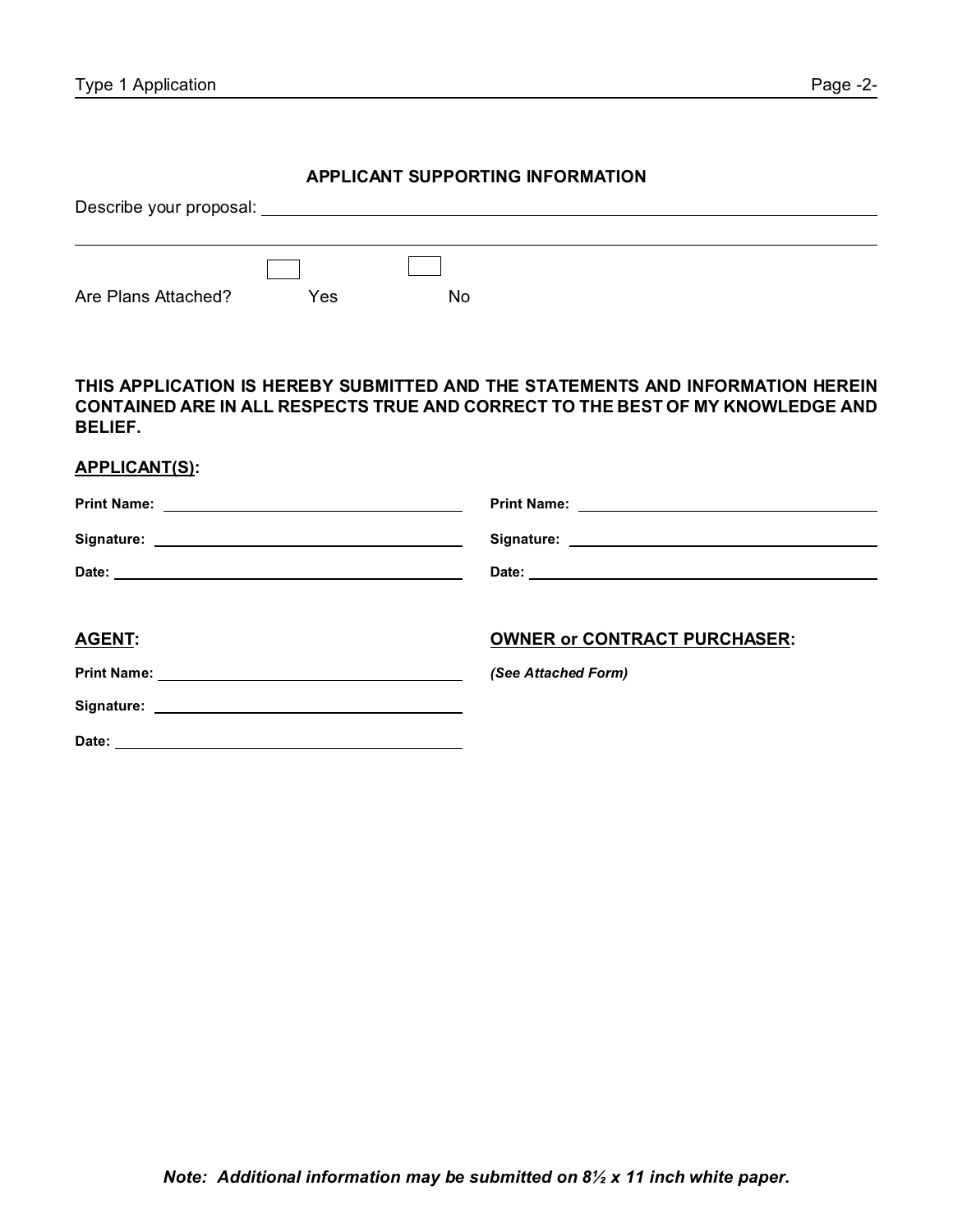## APPLICANT SUPPORTING INFORMATION

Describe your proposal: ______________________________________________

______________________________________________________________

Are Plans Attached? ☐ Yes ☐ No

**THIS APPLICATION IS HEREBY SUBMITTED AND THE STATEMENTS AND INFORMATION HEREIN CONTAINED ARE IN ALL RESPECTS TRUE AND CORRECT TO THE BEST OF MY KNOWLEDGE AND BELIEF.**

**APPLICANT(S):**

**Print Name:** ______________________ **Print Name:** ______________________

**Signature:** ______________________ **Signature:** ______________________

**Date:** ______________________ **Date:** ______________________

**AGENT:**

**Print Name:** ______________________

**Signature:** ______________________

**Date:** ______________________

**OWNER or CONTRACT PURCHASER:**

***(See Attached Form)***

***Note: Additional information may be submitted on 8½ x 11 inch white paper.***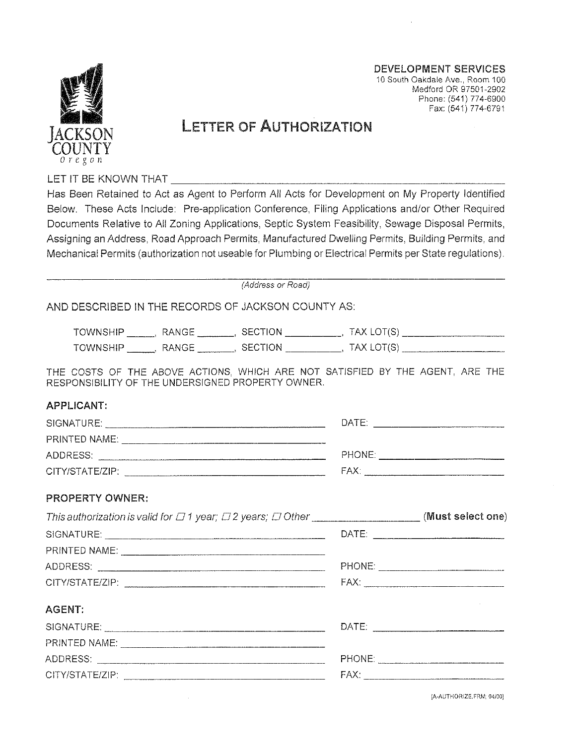JACKSON COUNTY
Oregon

**DEVELOPMENT SERVICES**
10 South Oakdale Ave., Room 100
Medford OR 97501-2902
Phone: (541) 774-6900
Fax: (541) 774-6791

# LETTER OF AUTHORIZATION

LET IT BE KNOWN THAT ______________________________________________

Has Been Retained to Act as Agent to Perform All Acts for Development on My Property Identified Below. These Acts Include: Pre-application Conference, Filing Applications and/or Other Required Documents Relative to All Zoning Applications, Septic System Feasibility, Sewage Disposal Permits, Assigning an Address, Road Approach Permits, Manufactured Dwelling Permits, Building Permits, and Mechanical Permits (authorization not useable for Plumbing or Electrical Permits per State regulations).

______________________________________________
*(Address or Road)*

AND DESCRIBED IN THE RECORDS OF JACKSON COUNTY AS:

TOWNSHIP _____, RANGE _______, SECTION __________, TAX LOT(S) ________________

TOWNSHIP _____, RANGE _______, SECTION __________, TAX LOT(S) ________________

THE COSTS OF THE ABOVE ACTIONS, WHICH ARE NOT SATISFIED BY THE AGENT, ARE THE RESPONSIBILITY OF THE UNDERSIGNED PROPERTY OWNER.

**APPLICANT:**

SIGNATURE: ______________________________ DATE: ________________

PRINTED NAME: ______________________________

ADDRESS: ______________________________ PHONE: ________________

CITY/STATE/ZIP: ______________________________ FAX: ________________

**PROPERTY OWNER:**

*This authorization is valid for ☐ 1 year; ☐ 2 years; ☐ Other* ________________ **(Must select one)**

SIGNATURE: ______________________________ DATE: ________________

PRINTED NAME: ______________________________

ADDRESS: ______________________________ PHONE: ________________

CITY/STATE/ZIP: ______________________________ FAX: ________________

**AGENT:**

SIGNATURE: ______________________________ DATE: ________________

PRINTED NAME: ______________________________

ADDRESS: ______________________________ PHONE: ________________

CITY/STATE/ZIP: ______________________________ FAX: ________________

[A-AUTHORIZE.FRM; 04/00]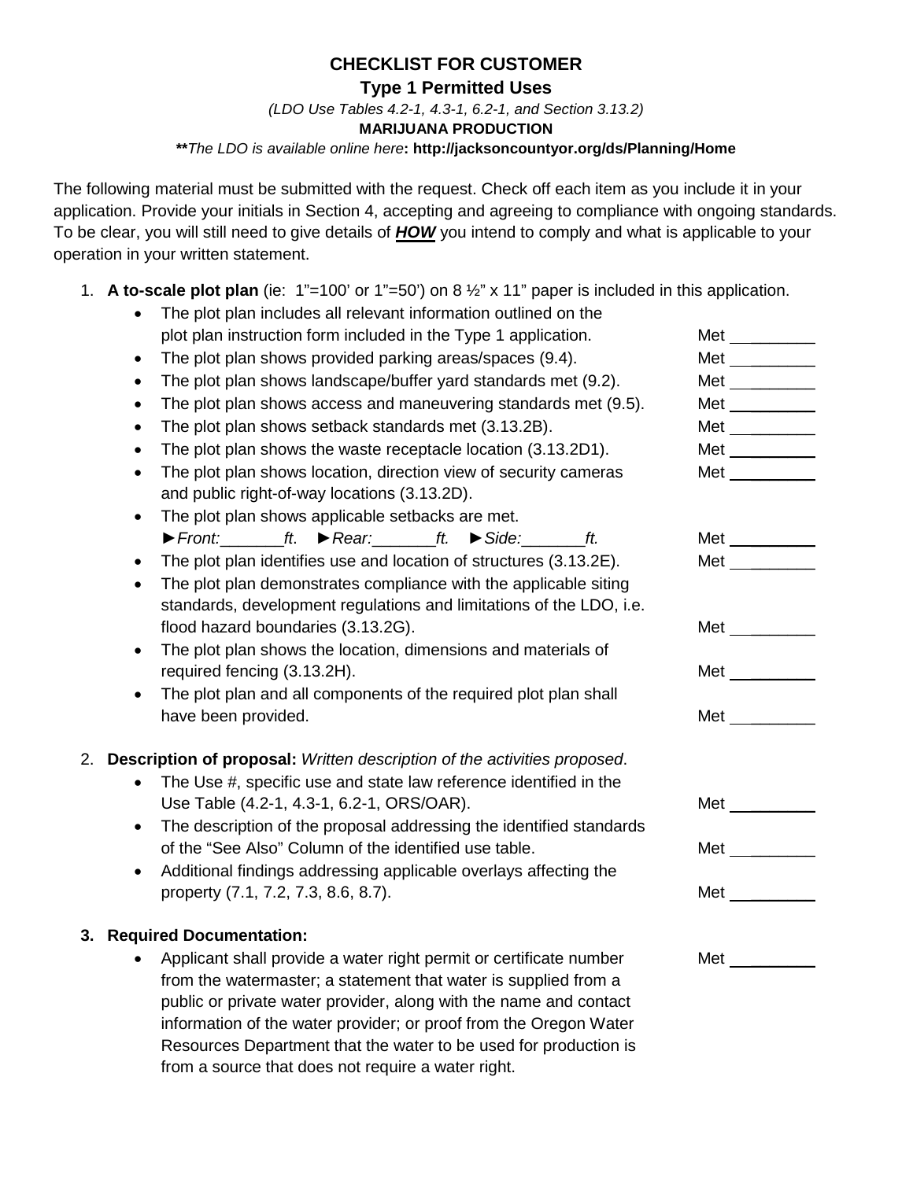# CHECKLIST FOR CUSTOMER

## Type 1 Permitted Uses

*(LDO Use Tables 4.2-1, 4.3-1, 6.2-1, and Section 3.13.2)*

**MARIJUANA PRODUCTION**

***\*\*The LDO is available online here*: http://jacksoncountyor.org/ds/Planning/Home**

The following material must be submitted with the request. Check off each item as you include it in your application. Provide your initials in Section 4, accepting and agreeing to compliance with ongoing standards. To be clear, you will still need to give details of ***HOW*** you intend to comply and what is applicable to your operation in your written statement.

1. **A to-scale plot plan** (ie: 1"=100' or 1"=50') on 8 ½" x 11" paper is included in this application.
   - The plot plan includes all relevant information outlined on the plot plan instruction form included in the Type 1 application. Met \_\_\_\_\_\_\_\_\_
   - The plot plan shows provided parking areas/spaces (9.4). Met \_\_\_\_\_\_\_\_\_
   - The plot plan shows landscape/buffer yard standards met (9.2). Met \_\_\_\_\_\_\_\_\_
   - The plot plan shows access and maneuvering standards met (9.5). Met \_\_\_\_\_\_\_\_\_
   - The plot plan shows setback standards met (3.13.2B). Met \_\_\_\_\_\_\_\_\_
   - The plot plan shows the waste receptacle location (3.13.2D1). Met \_\_\_\_\_\_\_\_\_
   - The plot plan shows location, direction view of security cameras and public right-of-way locations (3.13.2D). Met \_\_\_\_\_\_\_\_\_
   - The plot plan shows applicable setbacks are met. *►Front:\_\_\_\_\_\_\_ft. ►Rear:\_\_\_\_\_\_\_ft. ►Side:\_\_\_\_\_\_\_ft.* Met \_\_\_\_\_\_\_\_\_
   - The plot plan identifies use and location of structures (3.13.2E). Met \_\_\_\_\_\_\_\_\_
   - The plot plan demonstrates compliance with the applicable siting standards, development regulations and limitations of the LDO, i.e. flood hazard boundaries (3.13.2G). Met \_\_\_\_\_\_\_\_\_
   - The plot plan shows the location, dimensions and materials of required fencing (3.13.2H). Met \_\_\_\_\_\_\_\_\_
   - The plot plan and all components of the required plot plan shall have been provided. Met \_\_\_\_\_\_\_\_\_

2. **Description of proposal:** *Written description of the activities proposed*.
   - The Use #, specific use and state law reference identified in the Use Table (4.2-1, 4.3-1, 6.2-1, ORS/OAR). Met \_\_\_\_\_\_\_\_\_
   - The description of the proposal addressing the identified standards of the "See Also" Column of the identified use table. Met \_\_\_\_\_\_\_\_\_
   - Additional findings addressing applicable overlays affecting the property (7.1, 7.2, 7.3, 8.6, 8.7). Met \_\_\_\_\_\_\_\_\_

3. **Required Documentation:**
   - Applicant shall provide a water right permit or certificate number from the watermaster; a statement that water is supplied from a public or private water provider, along with the name and contact information of the water provider; or proof from the Oregon Water Resources Department that the water to be used for production is from a source that does not require a water right. Met \_\_\_\_\_\_\_\_\_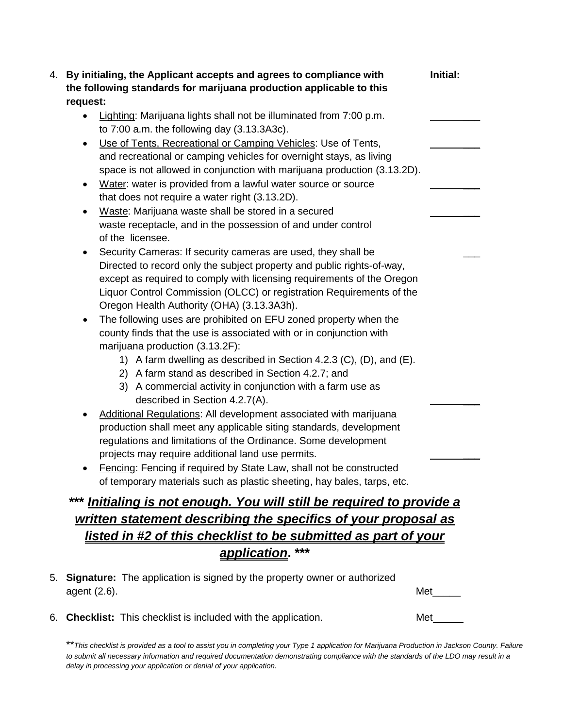4. **By initialing, the Applicant accepts and agrees to compliance with the following standards for marijuana production applicable to this request:** **Initial:**

   - Lighting: Marijuana lights shall not be illuminated from 7:00 p.m. to 7:00 a.m. the following day (3.13.3A3c). ________
   - Use of Tents, Recreational or Camping Vehicles: Use of Tents, and recreational or camping vehicles for overnight stays, as living space is not allowed in conjunction with marijuana production (3.13.2D). ________
   - Water: water is provided from a lawful water source or source that does not require a water right (3.13.2D). ________
   - Waste: Marijuana waste shall be stored in a secured waste receptacle, and in the possession of and under control of the licensee. ________
   - Security Cameras: If security cameras are used, they shall be Directed to record only the subject property and public rights-of-way, except as required to comply with licensing requirements of the Oregon Liquor Control Commission (OLCC) or registration Requirements of the Oregon Health Authority (OHA) (3.13.3A3h). ________
   - The following uses are prohibited on EFU zoned property when the county finds that the use is associated with or in conjunction with marijuana production (3.13.2F):
     1) A farm dwelling as described in Section 4.2.3 (C), (D), and (E).
     2) A farm stand as described in Section 4.2.7; and
     3) A commercial activity in conjunction with a farm use as described in Section 4.2.7(A). ________
   - Additional Regulations: All development associated with marijuana production shall meet any applicable siting standards, development regulations and limitations of the Ordinance. Some development projects may require additional land use permits. ________
   - Fencing: Fencing if required by State Law, shall not be constructed of temporary materials such as plastic sheeting, hay bales, tarps, etc.

***\*\*\* Initialing is not enough. You will still be required to provide a written statement describing the specifics of your proposal as listed in #2 of this checklist to be submitted as part of your application. \*\*\****

5. **Signature:** The application is signed by the property owner or authorized agent (2.6). Met_____

6. **Checklist:** This checklist is included with the application. Met_____

*\*\*This checklist is provided as a tool to assist you in completing your Type 1 application for Marijuana Production in Jackson County. Failure to submit all necessary information and required documentation demonstrating compliance with the standards of the LDO may result in a delay in processing your application or denial of your application.*